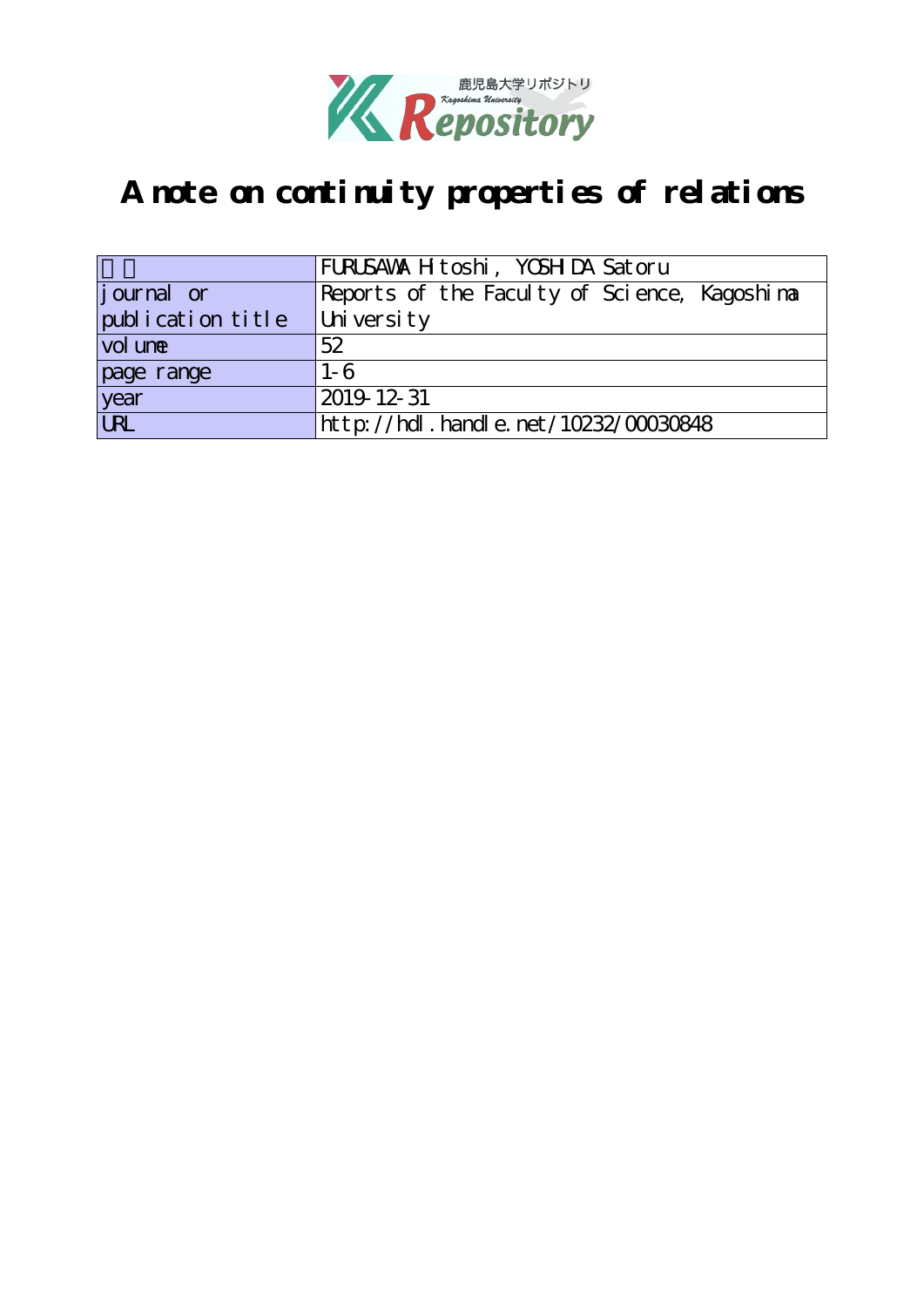# A note on continuity properties of relations

| | |
|---|---|
| 著者 | FURUSAWA Hitoshi, YOSHIDA Satoru |
| journal or publication title | Reports of the Faculty of Science, Kagoshima University |
| volume | 52 |
| page range | 1-6 |
| year | 2019-12-31 |
| URL | http://hdl.handle.net/10232/00030848 |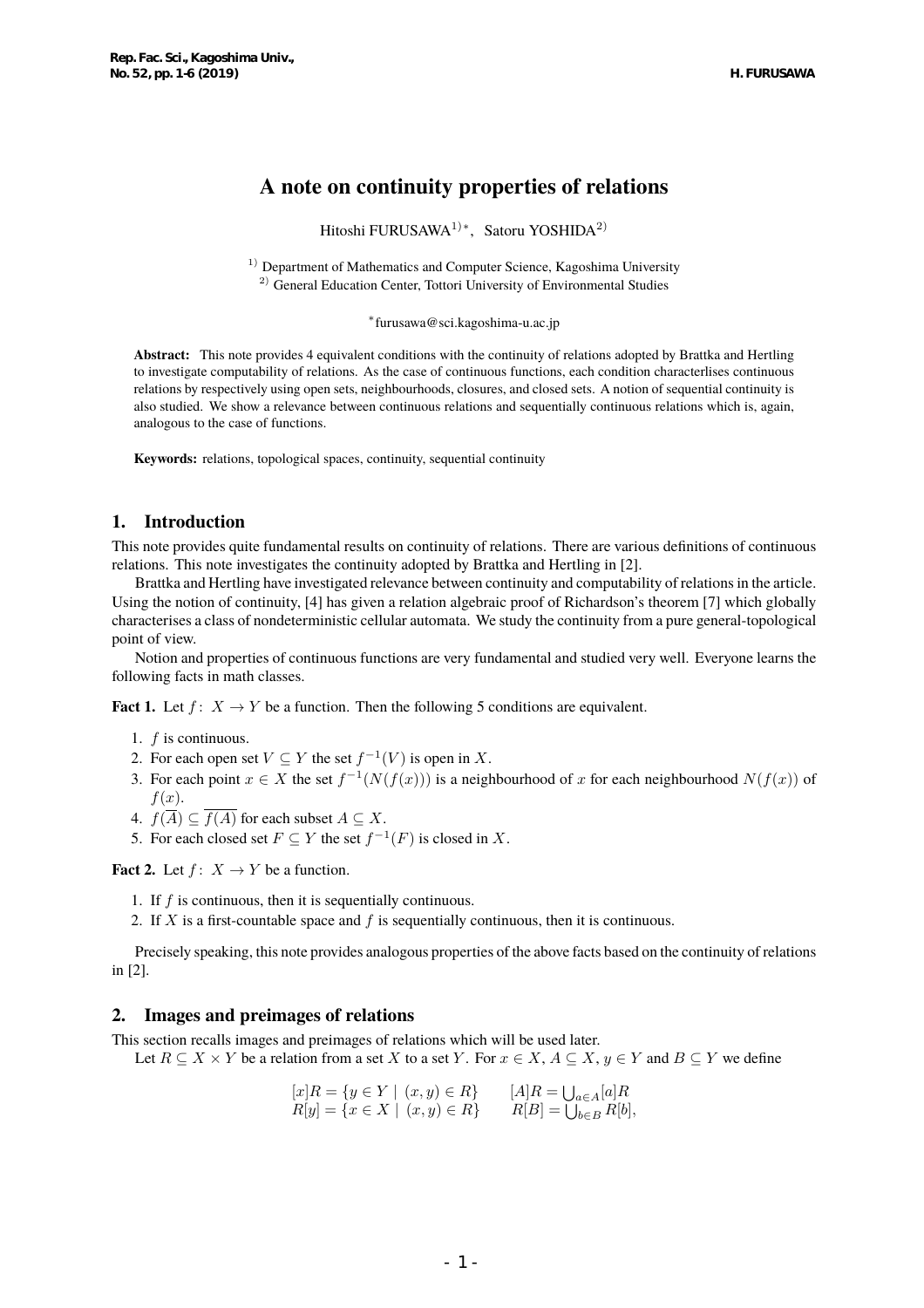# A note on continuity properties of relations

Hitoshi FURUSAWA[1)*], Satoru YOSHIDA[2)]

[1)] Department of Mathematics and Computer Science, Kagoshima University
[2)] General Education Center, Tottori University of Environmental Studies

[*]furusawa@sci.kagoshima-u.ac.jp

**Abstract:** This note provides 4 equivalent conditions with the continuity of relations adopted by Brattka and Hertling to investigate computability of relations. As the case of continuous functions, each condition characterlises continuous relations by respectively using open sets, neighbourhoods, closures, and closed sets. A notion of sequential continuity is also studied. We show a relevance between continuous relations and sequentially continuous relations which is, again, analogous to the case of functions.

**Keywords:** relations, topological spaces, continuity, sequential continuity

## 1. Introduction

This note provides quite fundamental results on continuity of relations. There are various definitions of continuous relations. This note investigates the continuity adopted by Brattka and Hertling in [2].

Brattka and Hertling have investigated relevance between continuity and computability of relations in the article. Using the notion of continuity, [4] has given a relation algebraic proof of Richardson's theorem [7] which globally characterises a class of nondeterministic cellular automata. We study the continuity from a pure general-topological point of view.

Notion and properties of continuous functions are very fundamental and studied very well. Everyone learns the following facts in math classes.

**Fact 1.** Let $f\colon X \to Y$ be a function. Then the following 5 conditions are equivalent.

1. $f$ is continuous.
2. For each open set $V \subseteq Y$ the set $f^{-1}(V)$ is open in $X$.
3. For each point $x \in X$ the set $f^{-1}(N(f(x)))$ is a neighbourhood of $x$ for each neighbourhood $N(f(x))$ of $f(x)$.
4. $f(\overline{A}) \subseteq \overline{f(A)}$ for each subset $A \subseteq X$.
5. For each closed set $F \subseteq Y$ the set $f^{-1}(F)$ is closed in $X$.

**Fact 2.** Let $f\colon X \to Y$ be a function.

1. If $f$ is continuous, then it is sequentially continuous.
2. If $X$ is a first-countable space and $f$ is sequentially continuous, then it is continuous.

Precisely speaking, this note provides analogous properties of the above facts based on the continuity of relations in [2].

## 2. Images and preimages of relations

This section recalls images and preimages of relations which will be used later.

Let $R \subseteq X \times Y$ be a relation from a set $X$ to a set $Y$. For $x \in X$, $A \subseteq X$, $y \in Y$ and $B \subseteq Y$ we define

$$
\begin{aligned}
[x]R &= \{y \in Y \mid (x, y) \in R\} & [A]R &= \textstyle\bigcup_{a \in A}[a]R \\
R[y] &= \{x \in X \mid (x, y) \in R\} & R[B] &= \textstyle\bigcup_{b \in B} R[b],
\end{aligned}
$$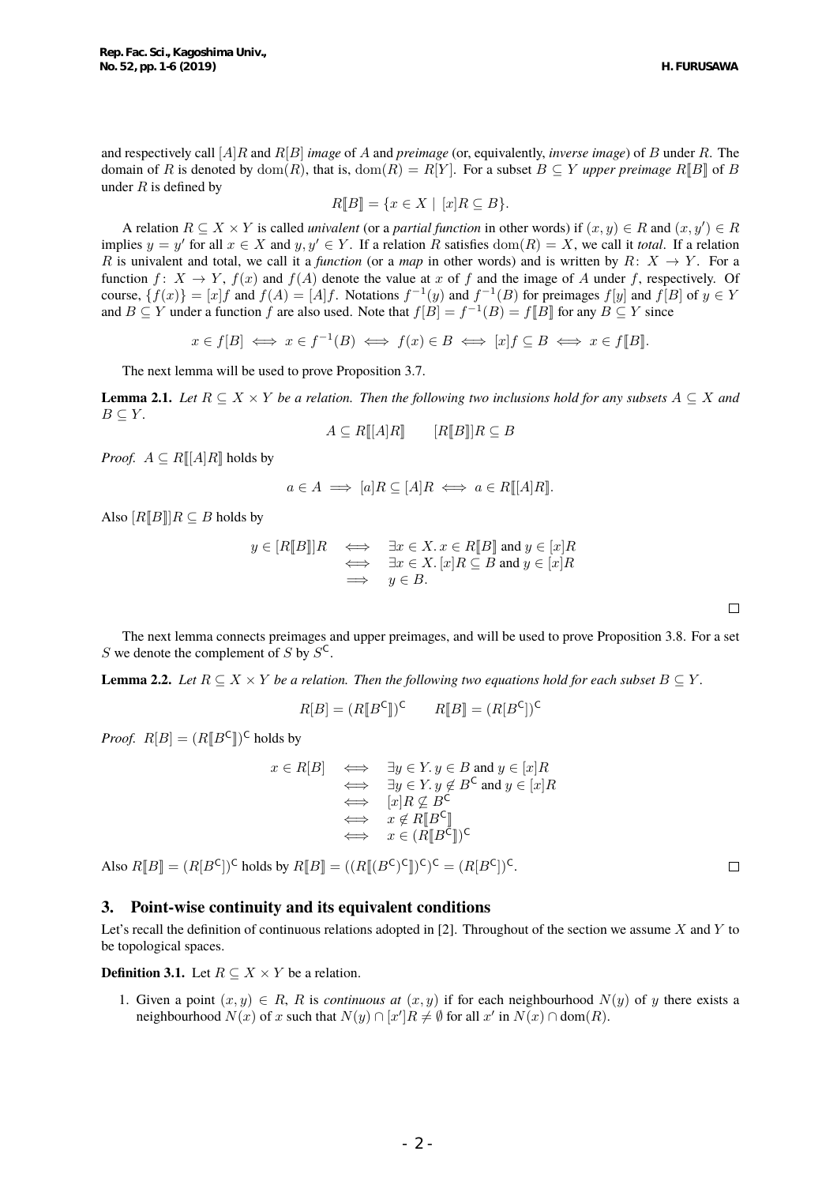and respectively call $[A]R$ and $R[B]$ *image* of $A$ and *preimage* (or, equivalently, *inverse image*) of $B$ under $R$. The domain of $R$ is denoted by $\mathrm{dom}(R)$, that is, $\mathrm{dom}(R) = R[Y]$. For a subset $B \subseteq Y$ *upper preimage* $R[\![B]\!]$ of $B$ under $R$ is defined by

$$R[\![B]\!] = \{x \in X \mid [x]R \subseteq B\}.$$

A relation $R \subseteq X \times Y$ is called *univalent* (or a *partial function* in other words) if $(x, y) \in R$ and $(x, y') \in R$ implies $y = y'$ for all $x \in X$ and $y, y' \in Y$. If a relation $R$ satisfies $\mathrm{dom}(R) = X$, we call it *total*. If a relation $R$ is univalent and total, we call it a *function* (or a *map* in other words) and is written by $R\colon X \to Y$. For a function $f\colon X \to Y$, $f(x)$ and $f(A)$ denote the value at $x$ of $f$ and the image of $A$ under $f$, respectively. Of course, $\{f(x)\} = [x]f$ and $f(A) = [A]f$. Notations $f^{-1}(y)$ and $f^{-1}(B)$ for preimages $f[y]$ and $f[B]$ of $y \in Y$ and $B \subseteq Y$ under a function $f$ are also used. Note that $f[B] = f^{-1}(B) = f[\![B]\!]$ for any $B \subseteq Y$ since

$$x \in f[B] \iff x \in f^{-1}(B) \iff f(x) \in B \iff [x]f \subseteq B \iff x \in f[\![B]\!].$$

The next lemma will be used to prove Proposition 3.7.

**Lemma 2.1.** *Let $R \subseteq X \times Y$ be a relation. Then the following two inclusions hold for any subsets $A \subseteq X$ and $B \subseteq Y$.*

$$A \subseteq R[\![[A]R]\!] \qquad [R[\![B]\!]]R \subseteq B$$

*Proof.* $A \subseteq R[\![[A]R]\!]$ holds by

$$a \in A \implies [a]R \subseteq [A]R \iff a \in R[\![[A]R]\!].$$

Also $[R[\![B]\!]]R \subseteq B$ holds by

$$\begin{aligned} y \in [R[\![B]\!]]R &\iff \exists x \in X.\, x \in R[\![B]\!] \text{ and } y \in [x]R \\ &\iff \exists x \in X.\, [x]R \subseteq B \text{ and } y \in [x]R \\ &\implies y \in B. \end{aligned}$$

□

The next lemma connects preimages and upper preimages, and will be used to prove Proposition 3.8. For a set $S$ we denote the complement of $S$ by $S^{\mathsf{C}}$.

**Lemma 2.2.** *Let $R \subseteq X \times Y$ be a relation. Then the following two equations hold for each subset $B \subseteq Y$.*

$$R[B] = (R[\![B^{\mathsf{C}}]\!])^{\mathsf{C}} \qquad R[\![B]\!] = (R[B^{\mathsf{C}}])^{\mathsf{C}}$$

*Proof.* $R[B] = (R[\![B^{\mathsf{C}}]\!])^{\mathsf{C}}$ holds by

$$\begin{aligned} x \in R[B] &\iff \exists y \in Y.\, y \in B \text{ and } y \in [x]R \\ &\iff \exists y \in Y.\, y \notin B^{\mathsf{C}} \text{ and } y \in [x]R \\ &\iff [x]R \not\subseteq B^{\mathsf{C}} \\ &\iff x \notin R[\![B^{\mathsf{C}}]\!] \\ &\iff x \in (R[\![B^{\mathsf{C}}]\!])^{\mathsf{C}} \end{aligned}$$

Also $R[\![B]\!] = (R[B^{\mathsf{C}}])^{\mathsf{C}}$ holds by $R[\![B]\!] = ((R[\![(B^{\mathsf{C}})^{\mathsf{C}}]\!])^{\mathsf{C}})^{\mathsf{C}} = (R[B^{\mathsf{C}}])^{\mathsf{C}}$. □

## 3. Point-wise continuity and its equivalent conditions

Let's recall the definition of continuous relations adopted in [2]. Throughout of the section we assume $X$ and $Y$ to be topological spaces.

**Definition 3.1.** Let $R \subseteq X \times Y$ be a relation.

1. Given a point $(x, y) \in R$, $R$ is *continuous at* $(x, y)$ if for each neighbourhood $N(y)$ of $y$ there exists a neighbourhood $N(x)$ of $x$ such that $N(y) \cap [x']R \neq \emptyset$ for all $x'$ in $N(x) \cap \mathrm{dom}(R)$.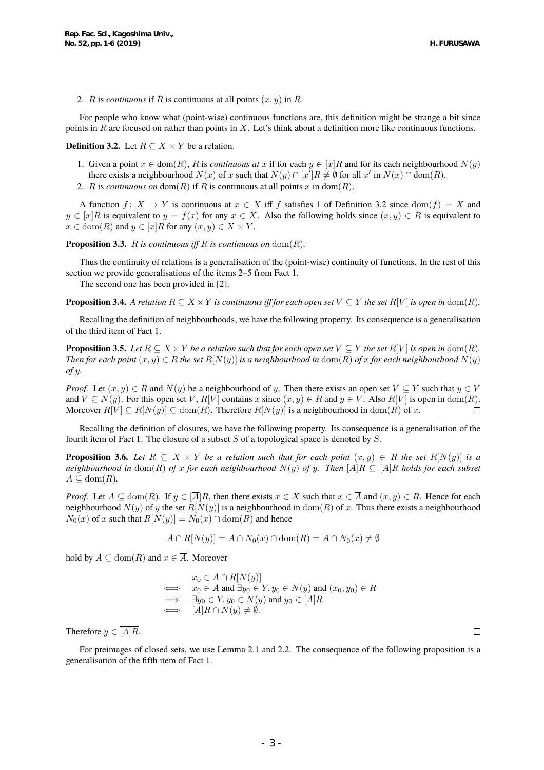2. $R$ is *continuous* if $R$ is continuous at all points $(x, y)$ in $R$.

For people who know what (point-wise) continuous functions are, this definition might be strange a bit since points in $R$ are focused on rather than points in $X$. Let's think about a definition more like continuous functions.

**Definition 3.2.** Let $R \subseteq X \times Y$ be a relation.

1. Given a point $x \in \mathrm{dom}(R)$, $R$ is *continuous at* $x$ if for each $y \in [x]R$ and for its each neighbourhood $N(y)$ there exists a neighbourhood $N(x)$ of $x$ such that $N(y) \cap [x']R \neq \emptyset$ for all $x'$ in $N(x) \cap \mathrm{dom}(R)$.
2. $R$ is *continuous on* $\mathrm{dom}(R)$ if $R$ is continuous at all points $x$ in $\mathrm{dom}(R)$.

A function $f\colon X \to Y$ is continuous at $x \in X$ iff $f$ satisfies 1 of Definition 3.2 since $\mathrm{dom}(f) = X$ and $y \in [x]R$ is equivalent to $y = f(x)$ for any $x \in X$. Also the following holds since $(x, y) \in R$ is equivalent to $x \in \mathrm{dom}(R)$ and $y \in [x]R$ for any $(x, y) \in X \times Y$.

**Proposition 3.3.** *$R$ is continuous iff $R$ is continuous on* $\mathrm{dom}(R)$.

Thus the continuity of relations is a generalisation of the (point-wise) continuity of functions. In the rest of this section we provide generalisations of the items 2–5 from Fact 1.

The second one has been provided in [2].

**Proposition 3.4.** *A relation $R \subseteq X \times Y$ is continuous iff for each open set $V \subseteq Y$ the set $R[V]$ is open in* $\mathrm{dom}(R)$.

Recalling the definition of neighbourhoods, we have the following property. Its consequence is a generalisation of the third item of Fact 1.

**Proposition 3.5.** *Let $R \subseteq X \times Y$ be a relation such that for each open set $V \subseteq Y$ the set $R[V]$ is open in $\mathrm{dom}(R)$. Then for each point $(x, y) \in R$ the set $R[N(y)]$ is a neighbourhood in $\mathrm{dom}(R)$ of $x$ for each neighbourhood $N(y)$ of $y$.*

*Proof.* Let $(x, y) \in R$ and $N(y)$ be a neighbourhood of $y$. Then there exists an open set $V \subseteq Y$ such that $y \in V$ and $V \subseteq N(y)$. For this open set $V$, $R[V]$ contains $x$ since $(x, y) \in R$ and $y \in V$. Also $R[V]$ is open in $\mathrm{dom}(R)$. Moreover $R[V] \subseteq R[N(y)] \subseteq \mathrm{dom}(R)$. Therefore $R[N(y)]$ is a neighbourhood in $\mathrm{dom}(R)$ of $x$. □

Recalling the definition of closures, we have the following property. Its consequence is a generalisation of the fourth item of Fact 1. The closure of a subset $S$ of a topological space is denoted by $\overline{S}$.

**Proposition 3.6.** *Let $R \subseteq X \times Y$ be a relation such that for each point $(x, y) \in R$ the set $R[N(y)]$ is a neighbourhood in $\mathrm{dom}(R)$ of $x$ for each neighbourhood $N(y)$ of $y$. Then $[\overline{A}]R \subseteq \overline{[A]R}$ holds for each subset $A \subseteq \mathrm{dom}(R)$.*

*Proof.* Let $A \subseteq \mathrm{dom}(R)$. If $y \in [\overline{A}]R$, then there exists $x \in X$ such that $x \in \overline{A}$ and $(x, y) \in R$. Hence for each neighbourhood $N(y)$ of $y$ the set $R[N(y)]$ is a neighbourhood in $\mathrm{dom}(R)$ of $x$. Thus there exists a neighbourhood $N_0(x)$ of $x$ such that $R[N(y)] = N_0(x) \cap \mathrm{dom}(R)$ and hence

$$A \cap R[N(y)] = A \cap N_0(x) \cap \mathrm{dom}(R) = A \cap N_0(x) \neq \emptyset$$

hold by $A \subseteq \mathrm{dom}(R)$ and $x \in \overline{A}$. Moreover

$$\begin{array}{ll} & x_0 \in A \cap R[N(y)] \\ \iff & x_0 \in A \text{ and } \exists y_0 \in Y.\, y_0 \in N(y) \text{ and } (x_0, y_0) \in R \\ \implies & \exists y_0 \in Y.\, y_0 \in N(y) \text{ and } y_0 \in [A]R \\ \iff & [A]R \cap N(y) \neq \emptyset. \end{array}$$

Therefore $y \in \overline{[A]R}$. □

For preimages of closed sets, we use Lemma 2.1 and 2.2. The consequence of the following proposition is a generalisation of the fifth item of Fact 1.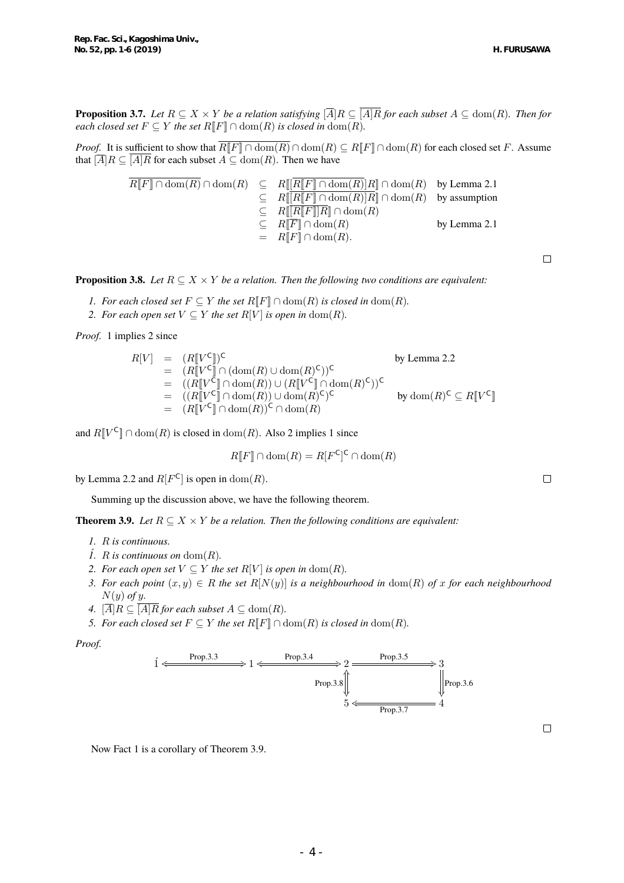**Proposition 3.7.** *Let $R \subseteq X \times Y$ be a relation satisfying $[\overline{A}]R \subseteq \overline{[A]R}$ for each subset $A \subseteq \mathrm{dom}(R)$. Then for each closed set $F \subseteq Y$ the set $R[\![F]\!] \cap \mathrm{dom}(R)$ is closed in $\mathrm{dom}(R)$.*

*Proof.* It is sufficient to show that $\overline{R[\![F]\!] \cap \mathrm{dom}(R)} \cap \mathrm{dom}(R) \subseteq R[\![F]\!] \cap \mathrm{dom}(R)$ for each closed set $F$. Assume that $[\overline{A}]R \subseteq \overline{[A]R}$ for each subset $A \subseteq \mathrm{dom}(R)$. Then we have

$$
\begin{array}{rcll}
\overline{R[\![F]\!] \cap \mathrm{dom}(R)} \cap \mathrm{dom}(R) & \subseteq & R[\![[\overline{R[\![F]\!] \cap \mathrm{dom}(R)}]R]\!] \cap \mathrm{dom}(R) & \text{by Lemma 2.1} \\
& \subseteq & R[\![\overline{[R[\![F]\!] \cap \mathrm{dom}(R)]R}]\!] \cap \mathrm{dom}(R) & \text{by assumption} \\
& \subseteq & R[\![\overline{[R[\![F]\!]]R}]\!] \cap \mathrm{dom}(R) & \\
& \subseteq & R[\![\overline{F}]\!] \cap \mathrm{dom}(R) & \text{by Lemma 2.1} \\
& = & R[\![F]\!] \cap \mathrm{dom}(R). &
\end{array}
$$

□

**Proposition 3.8.** *Let $R \subseteq X \times Y$ be a relation. Then the following two conditions are equivalent:*

1. *For each closed set $F \subseteq Y$ the set $R[\![F]\!] \cap \mathrm{dom}(R)$ is closed in $\mathrm{dom}(R)$.*
2. *For each open set $V \subseteq Y$ the set $R[V]$ is open in $\mathrm{dom}(R)$.*

*Proof.* 1 implies 2 since

$$
\begin{array}{rcll}
R[V] & = & (R[\![V^{\mathsf{C}}]\!])^{\mathsf{C}} & \text{by Lemma 2.2} \\
& = & (R[\![V^{\mathsf{C}}]\!] \cap (\mathrm{dom}(R) \cup \mathrm{dom}(R)^{\mathsf{C}}))^{\mathsf{C}} & \\
& = & ((R[\![V^{\mathsf{C}}]\!] \cap \mathrm{dom}(R)) \cup (R[\![V^{\mathsf{C}}]\!] \cap \mathrm{dom}(R)^{\mathsf{C}}))^{\mathsf{C}} & \\
& = & ((R[\![V^{\mathsf{C}}]\!] \cap \mathrm{dom}(R)) \cup \mathrm{dom}(R)^{\mathsf{C}})^{\mathsf{C}} & \text{by } \mathrm{dom}(R)^{\mathsf{C}} \subseteq R[\![V^{\mathsf{C}}]\!] \\
& = & (R[\![V^{\mathsf{C}}]\!] \cap \mathrm{dom}(R))^{\mathsf{C}} \cap \mathrm{dom}(R) &
\end{array}
$$

and $R[\![V^{\mathsf{C}}]\!] \cap \mathrm{dom}(R)$ is closed in $\mathrm{dom}(R)$. Also 2 implies 1 since

$$R[\![F]\!] \cap \mathrm{dom}(R) = R[F^{\mathsf{C}}]^{\mathsf{C}} \cap \mathrm{dom}(R)$$

by Lemma 2.2 and $R[F^{\mathsf{C}}]$ is open in $\mathrm{dom}(R)$. □

Summing up the discussion above, we have the following theorem.

**Theorem 3.9.** *Let $R \subseteq X \times Y$ be a relation. Then the following conditions are equivalent:*

1. *$R$ is continuous.*

1́. *$R$ is continuous on $\mathrm{dom}(R)$.*

2. *For each open set $V \subseteq Y$ the set $R[V]$ is open in $\mathrm{dom}(R)$.*
3. *For each point $(x, y) \in R$ the set $R[N(y)]$ is a neighbourhood in $\mathrm{dom}(R)$ of $x$ for each neighbourhood $N(y)$ of $y$.*
4. *$[\overline{A}]R \subseteq \overline{[A]R}$ for each subset $A \subseteq \mathrm{dom}(R)$.*
5. *For each closed set $F \subseteq Y$ the set $R[\![F]\!] \cap \mathrm{dom}(R)$ is closed in $\mathrm{dom}(R)$.*

*Proof.*

$$
\begin{array}{ccccccc}
1́ & \xLeftrightarrow{\text{Prop.3.3}} & 1 & \xLeftrightarrow{\text{Prop.3.4}} & 2 & \xRightarrow{\text{Prop.3.5}} & 3 \\
& & & & \Uparrow \text{Prop.3.8} \Downarrow & & \Downarrow \text{Prop.3.6} \\
& & & & 5 & \xLeftarrow[\text{Prop.3.7}]{} & 4
\end{array}
$$

□

Now Fact 1 is a corollary of Theorem 3.9.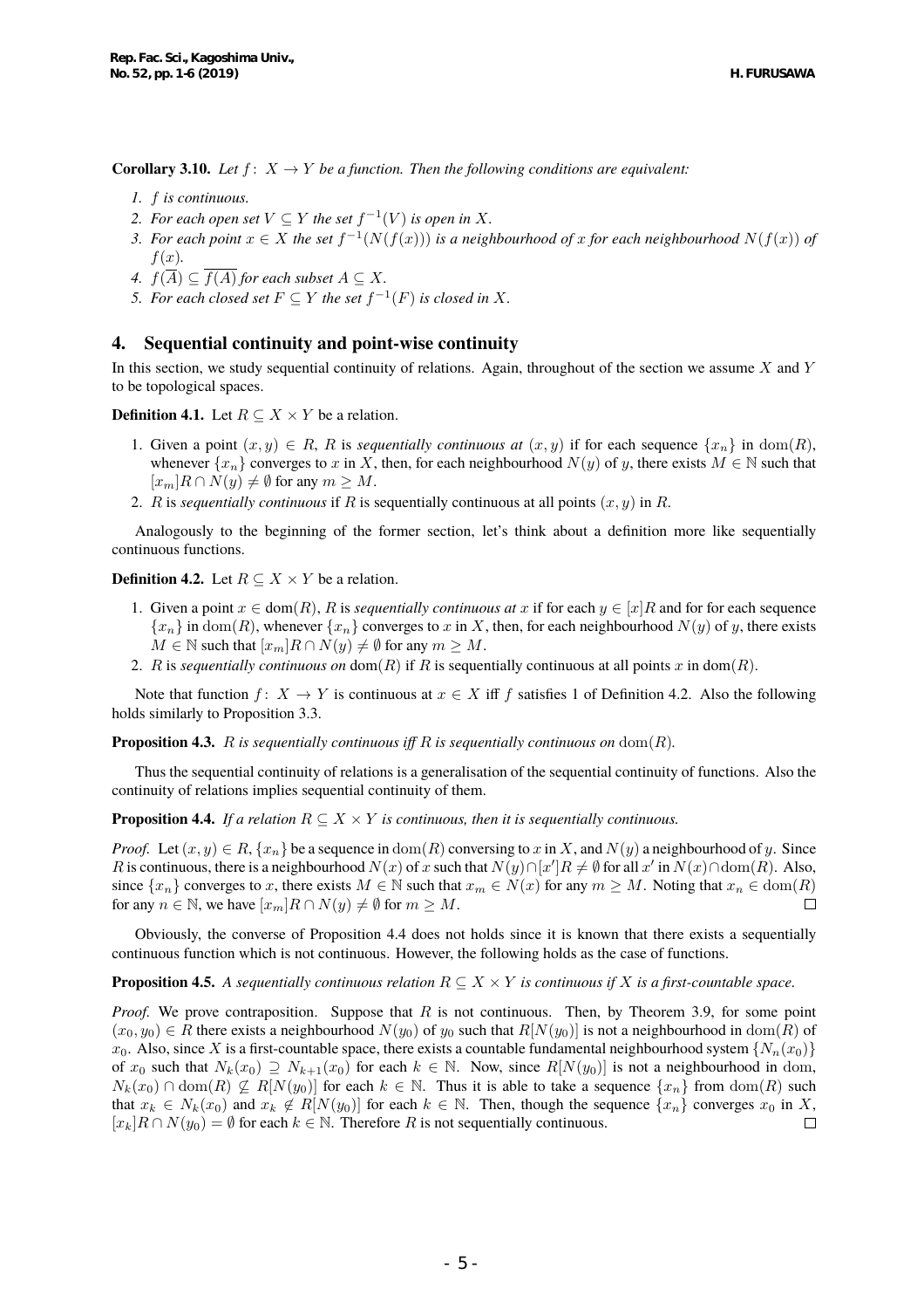**Corollary 3.10.** *Let $f\colon X \to Y$ be a function. Then the following conditions are equivalent:*

1. *$f$ is continuous.*
2. *For each open set $V \subseteq Y$ the set $f^{-1}(V)$ is open in $X$.*
3. *For each point $x \in X$ the set $f^{-1}(N(f(x)))$ is a neighbourhood of $x$ for each neighbourhood $N(f(x))$ of $f(x)$.*
4. *$f(\overline{A}) \subseteq \overline{f(A)}$ for each subset $A \subseteq X$.*
5. *For each closed set $F \subseteq Y$ the set $f^{-1}(F)$ is closed in $X$.*

## 4. Sequential continuity and point-wise continuity

In this section, we study sequential continuity of relations. Again, throughout of the section we assume $X$ and $Y$ to be topological spaces.

**Definition 4.1.** Let $R \subseteq X \times Y$ be a relation.

1. Given a point $(x, y) \in R$, $R$ is *sequentially continuous at* $(x, y)$ if for each sequence $\{x_n\}$ in $\mathrm{dom}(R)$, whenever $\{x_n\}$ converges to $x$ in $X$, then, for each neighbourhood $N(y)$ of $y$, there exists $M \in \mathbb{N}$ such that $[x_m]R \cap N(y) \neq \emptyset$ for any $m \geq M$.
2. $R$ is *sequentially continuous* if $R$ is sequentially continuous at all points $(x, y)$ in $R$.

Analogously to the beginning of the former section, let's think about a definition more like sequentially continuous functions.

**Definition 4.2.** Let $R \subseteq X \times Y$ be a relation.

1. Given a point $x \in \mathrm{dom}(R)$, $R$ is *sequentially continuous at* $x$ if for each $y \in [x]R$ and for for each sequence $\{x_n\}$ in $\mathrm{dom}(R)$, whenever $\{x_n\}$ converges to $x$ in $X$, then, for each neighbourhood $N(y)$ of $y$, there exists $M \in \mathbb{N}$ such that $[x_m]R \cap N(y) \neq \emptyset$ for any $m \geq M$.
2. $R$ is *sequentially continuous on* $\mathrm{dom}(R)$ if $R$ is sequentially continuous at all points $x$ in $\mathrm{dom}(R)$.

Note that function $f\colon X \to Y$ is continuous at $x \in X$ iff $f$ satisfies 1 of Definition 4.2. Also the following holds similarly to Proposition 3.3.

**Proposition 4.3.** *$R$ is sequentially continuous iff $R$ is sequentially continuous on $\mathrm{dom}(R)$.*

Thus the sequential continuity of relations is a generalisation of the sequential continuity of functions. Also the continuity of relations implies sequential continuity of them.

**Proposition 4.4.** *If a relation $R \subseteq X \times Y$ is continuous, then it is sequentially continuous.*

*Proof.* Let $(x, y) \in R$, $\{x_n\}$ be a sequence in $\mathrm{dom}(R)$ conversing to $x$ in $X$, and $N(y)$ a neighbourhood of $y$. Since $R$ is continuous, there is a neighbourhood $N(x)$ of $x$ such that $N(y) \cap [x']R \neq \emptyset$ for all $x'$ in $N(x) \cap \mathrm{dom}(R)$. Also, since $\{x_n\}$ converges to $x$, there exists $M \in \mathbb{N}$ such that $x_m \in N(x)$ for any $m \geq M$. Noting that $x_n \in \mathrm{dom}(R)$ for any $n \in \mathbb{N}$, we have $[x_m]R \cap N(y) \neq \emptyset$ for $m \geq M$. □

Obviously, the converse of Proposition 4.4 does not holds since it is known that there exists a sequentially continuous function which is not continuous. However, the following holds as the case of functions.

**Proposition 4.5.** *A sequentially continuous relation $R \subseteq X \times Y$ is continuous if $X$ is a first-countable space.*

*Proof.* We prove contraposition. Suppose that $R$ is not continuous. Then, by Theorem 3.9, for some point $(x_0, y_0) \in R$ there exists a neighbourhood $N(y_0)$ of $y_0$ such that $R[N(y_0)]$ is not a neighbourhood in $\mathrm{dom}(R)$ of $x_0$. Also, since $X$ is a first-countable space, there exists a countable fundamental neighbourhood system $\{N_n(x_0)\}$ of $x_0$ such that $N_k(x_0) \supseteq N_{k+1}(x_0)$ for each $k \in \mathbb{N}$. Now, since $R[N(y_0)]$ is not a neighbourhood in dom, $N_k(x_0) \cap \mathrm{dom}(R) \not\subseteq R[N(y_0)]$ for each $k \in \mathbb{N}$. Thus it is able to take a sequence $\{x_n\}$ from $\mathrm{dom}(R)$ such that $x_k \in N_k(x_0)$ and $x_k \notin R[N(y_0)]$ for each $k \in \mathbb{N}$. Then, though the sequence $\{x_n\}$ converges $x_0$ in $X$, $[x_k]R \cap N(y_0) = \emptyset$ for each $k \in \mathbb{N}$. Therefore $R$ is not sequentially continuous. □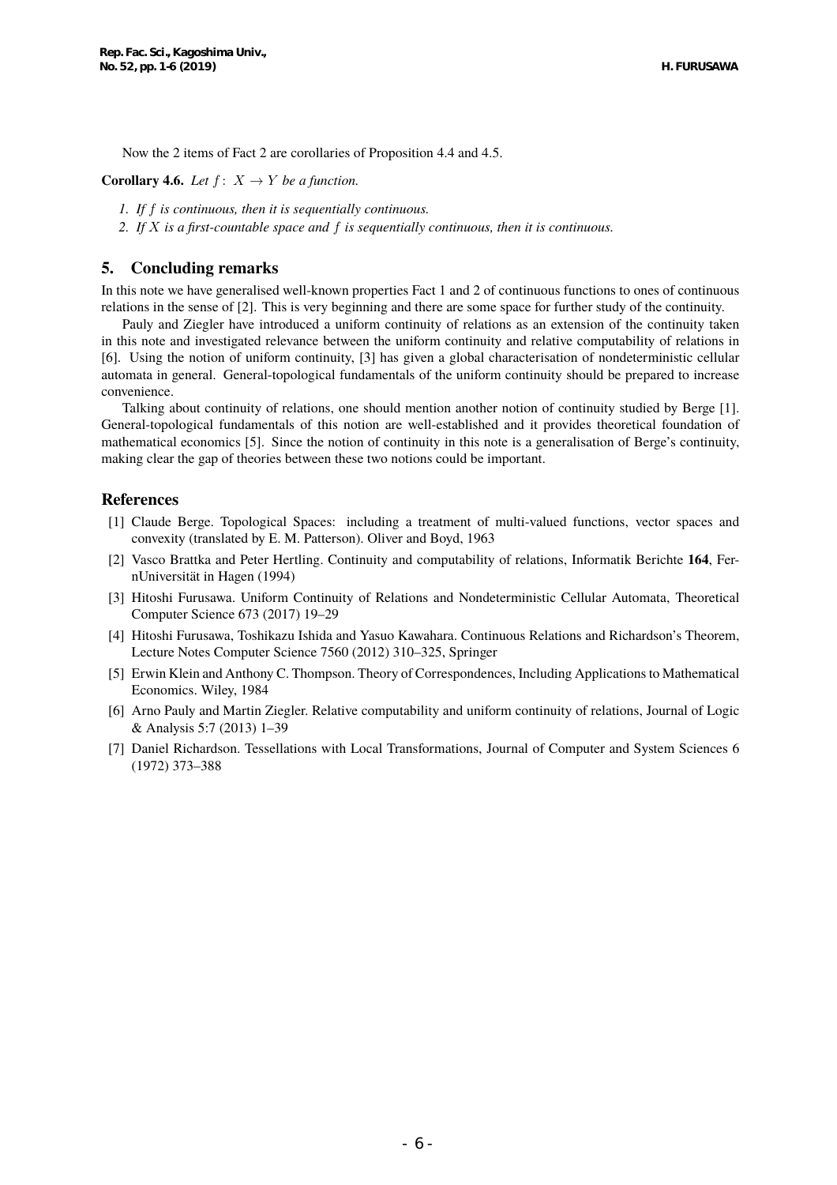Now the 2 items of Fact 2 are corollaries of Proposition 4.4 and 4.5.

**Corollary 4.6.** *Let $f\colon X \to Y$ be a function.*

1. *If $f$ is continuous, then it is sequentially continuous.*
2. *If $X$ is a first-countable space and $f$ is sequentially continuous, then it is continuous.*

## 5. Concluding remarks

In this note we have generalised well-known properties Fact 1 and 2 of continuous functions to ones of continuous relations in the sense of [2]. This is very beginning and there are some space for further study of the continuity.

Pauly and Ziegler have introduced a uniform continuity of relations as an extension of the continuity taken in this note and investigated relevance between the uniform continuity and relative computability of relations in [6]. Using the notion of uniform continuity, [3] has given a global characterisation of nondeterministic cellular automata in general. General-topological fundamentals of the uniform continuity should be prepared to increase convenience.

Talking about continuity of relations, one should mention another notion of continuity studied by Berge [1]. General-topological fundamentals of this notion are well-established and it provides theoretical foundation of mathematical economics [5]. Since the notion of continuity in this note is a generalisation of Berge's continuity, making clear the gap of theories between these two notions could be important.

## References

[1] Claude Berge. Topological Spaces: including a treatment of multi-valued functions, vector spaces and convexity (translated by E. M. Patterson). Oliver and Boyd, 1963

[2] Vasco Brattka and Peter Hertling. Continuity and computability of relations, Informatik Berichte **164**, FernUniversität in Hagen (1994)

[3] Hitoshi Furusawa. Uniform Continuity of Relations and Nondeterministic Cellular Automata, Theoretical Computer Science 673 (2017) 19–29

[4] Hitoshi Furusawa, Toshikazu Ishida and Yasuo Kawahara. Continuous Relations and Richardson's Theorem, Lecture Notes Computer Science 7560 (2012) 310–325, Springer

[5] Erwin Klein and Anthony C. Thompson. Theory of Correspondences, Including Applications to Mathematical Economics. Wiley, 1984

[6] Arno Pauly and Martin Ziegler. Relative computability and uniform continuity of relations, Journal of Logic & Analysis 5:7 (2013) 1–39

[7] Daniel Richardson. Tessellations with Local Transformations, Journal of Computer and System Sciences 6 (1972) 373–388